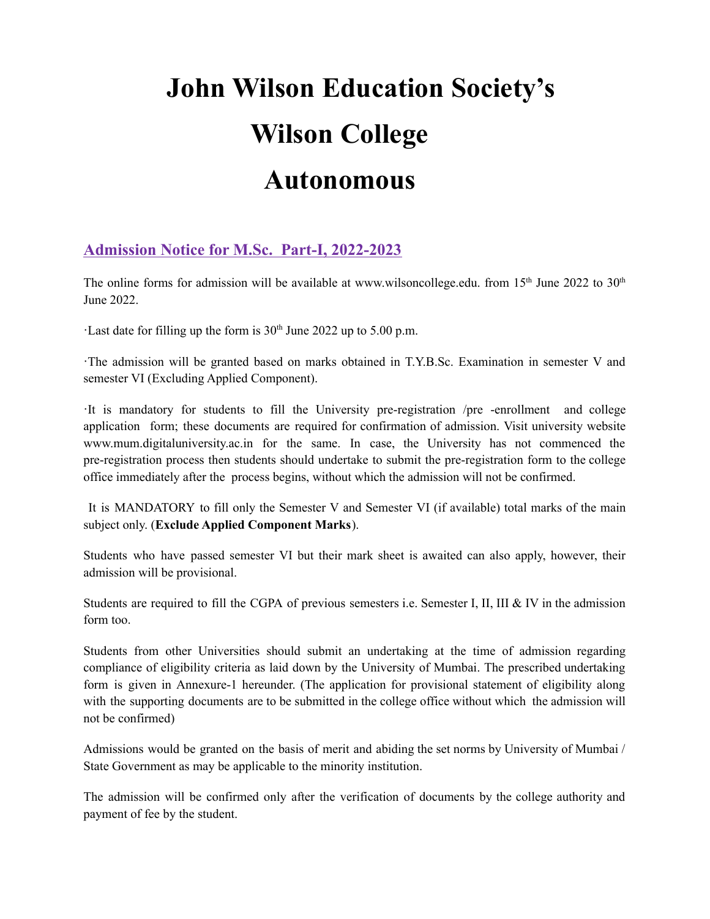# John Wilson Education Society's

# Wilson College

# Autonomous

## Admission Notice for M.Sc. Part-I, 2022-2023

The online forms for admission will be available at www.wilsoncollege.edu. from 15th June 2022 to 30th June 2022.

·Last date for filling up the form is 30th June 2022 up to 5.00 p.m.

·The admission will be granted based on marks obtained in T.Y.B.Sc. Examination in semester V and semester VI (Excluding Applied Component).

·It is mandatory for students to fill the University pre-registration /pre -enrollment and college application form; these documents are required for confirmation of admission. Visit university website www.mum.digitaluniversity.ac.in for the same. In case, the University has not commenced the pre-registration process then students should undertake to submit the pre-registration form to the college office immediately after the process begins, without which the admission will not be confirmed.

It is MANDATORY to fill only the Semester V and Semester VI (if available) total marks of the main subject only. (**Exclude Applied Component Marks**).

Students who have passed semester VI but their mark sheet is awaited can also apply, however, their admission will be provisional.

Students are required to fill the CGPA of previous semesters i.e. Semester I, II, III & IV in the admission form too.

Students from other Universities should submit an undertaking at the time of admission regarding compliance of eligibility criteria as laid down by the University of Mumbai. The prescribed undertaking form is given in Annexure-1 hereunder. (The application for provisional statement of eligibility along with the supporting documents are to be submitted in the college office without which the admission will not be confirmed)

Admissions would be granted on the basis of merit and abiding the set norms by University of Mumbai / State Government as may be applicable to the minority institution.

The admission will be confirmed only after the verification of documents by the college authority and payment of fee by the student.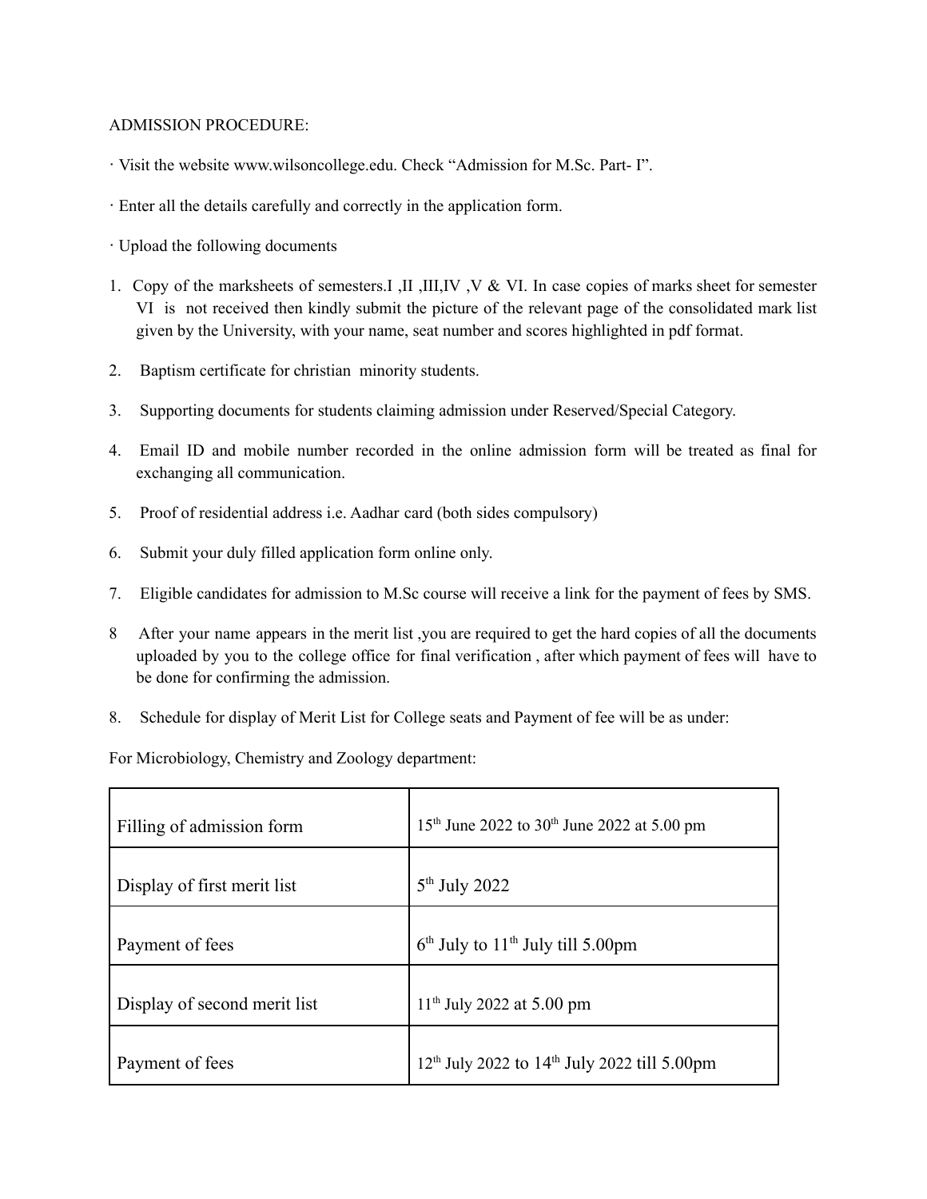ADMISSION PROCEDURE:

· Visit the website www.wilsoncollege.edu. Check "Admission for M.Sc. Part- I".

· Enter all the details carefully and correctly in the application form.

· Upload the following documents

1. Copy of the marksheets of semesters.I ,II ,III,IV ,V & VI. In case copies of marks sheet for semester VI is not received then kindly submit the picture of the relevant page of the consolidated mark list given by the University, with your name, seat number and scores highlighted in pdf format.

2. Baptism certificate for christian minority students.

3. Supporting documents for students claiming admission under Reserved/Special Category.

4. Email ID and mobile number recorded in the online admission form will be treated as final for exchanging all communication.

5. Proof of residential address i.e. Aadhar card (both sides compulsory)

6. Submit your duly filled application form online only.

7. Eligible candidates for admission to M.Sc course will receive a link for the payment of fees by SMS.

8 After your name appears in the merit list ,you are required to get the hard copies of all the documents uploaded by you to the college office for final verification , after which payment of fees will have to be done for confirming the admission.

8. Schedule for display of Merit List for College seats and Payment of fee will be as under:

For Microbiology, Chemistry and Zoology department:

| | |
|---|---|
| Filling of admission form | 15th June 2022 to 30th June 2022 at 5.00 pm |
| Display of first merit list | 5th July 2022 |
| Payment of fees | 6th July to 11th July till 5.00pm |
| Display of second merit list | 11th July 2022 at 5.00 pm |
| Payment of fees | 12th July 2022 to 14th July 2022 till 5.00pm |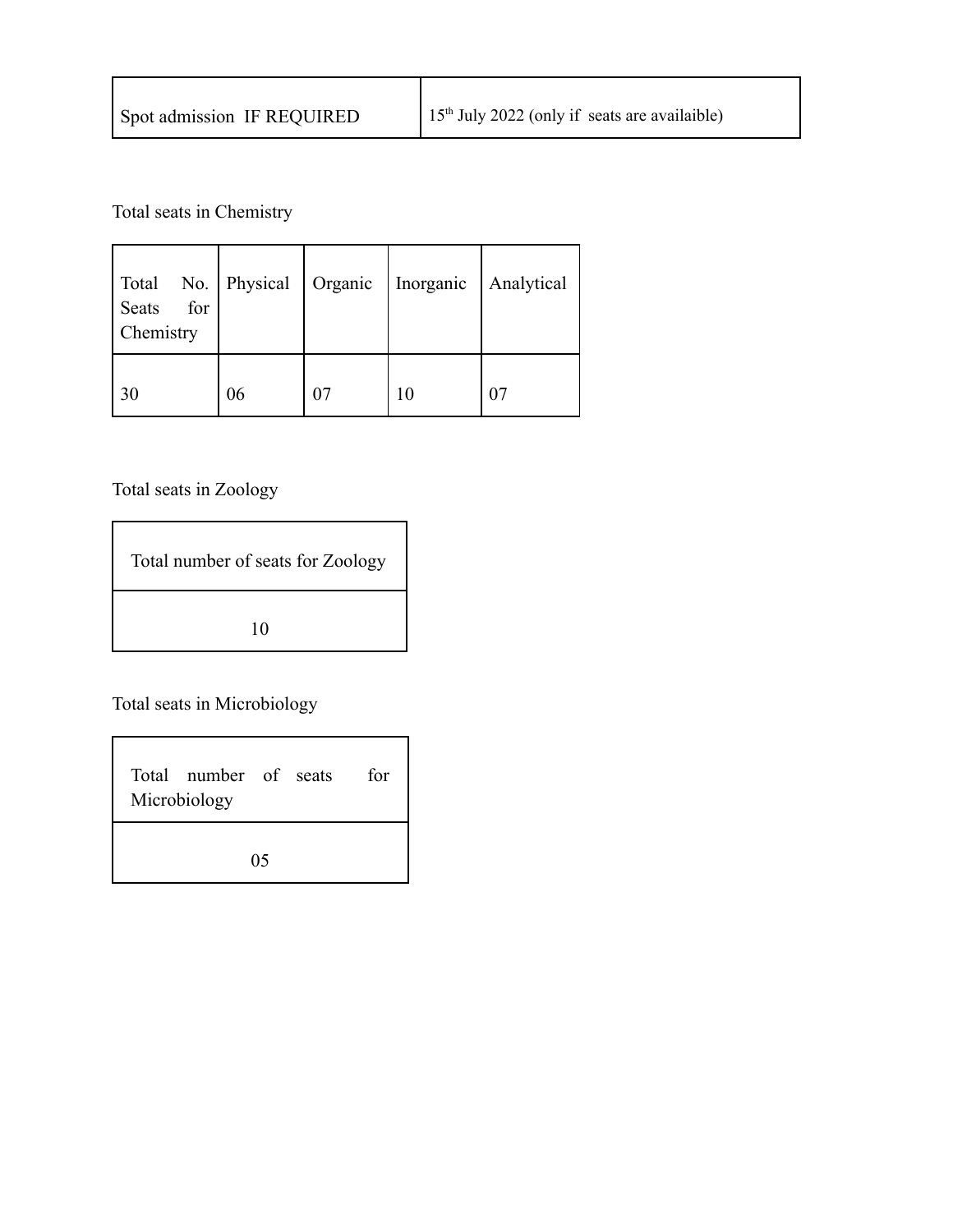| Spot admission IF REQUIRED | 15th July 2022 (only if seats are availaible) |
|---|---|

Total seats in Chemistry

| Total No. Seats for Chemistry | Physical | Organic | Inorganic | Analytical |
|---|---|---|---|---|
| 30 | 06 | 07 | 10 | 07 |

Total seats in Zoology

| Total number of seats for Zoology |
|---|
| 10 |

Total seats in Microbiology

| Total number of seats for Microbiology |
|---|
| 05 |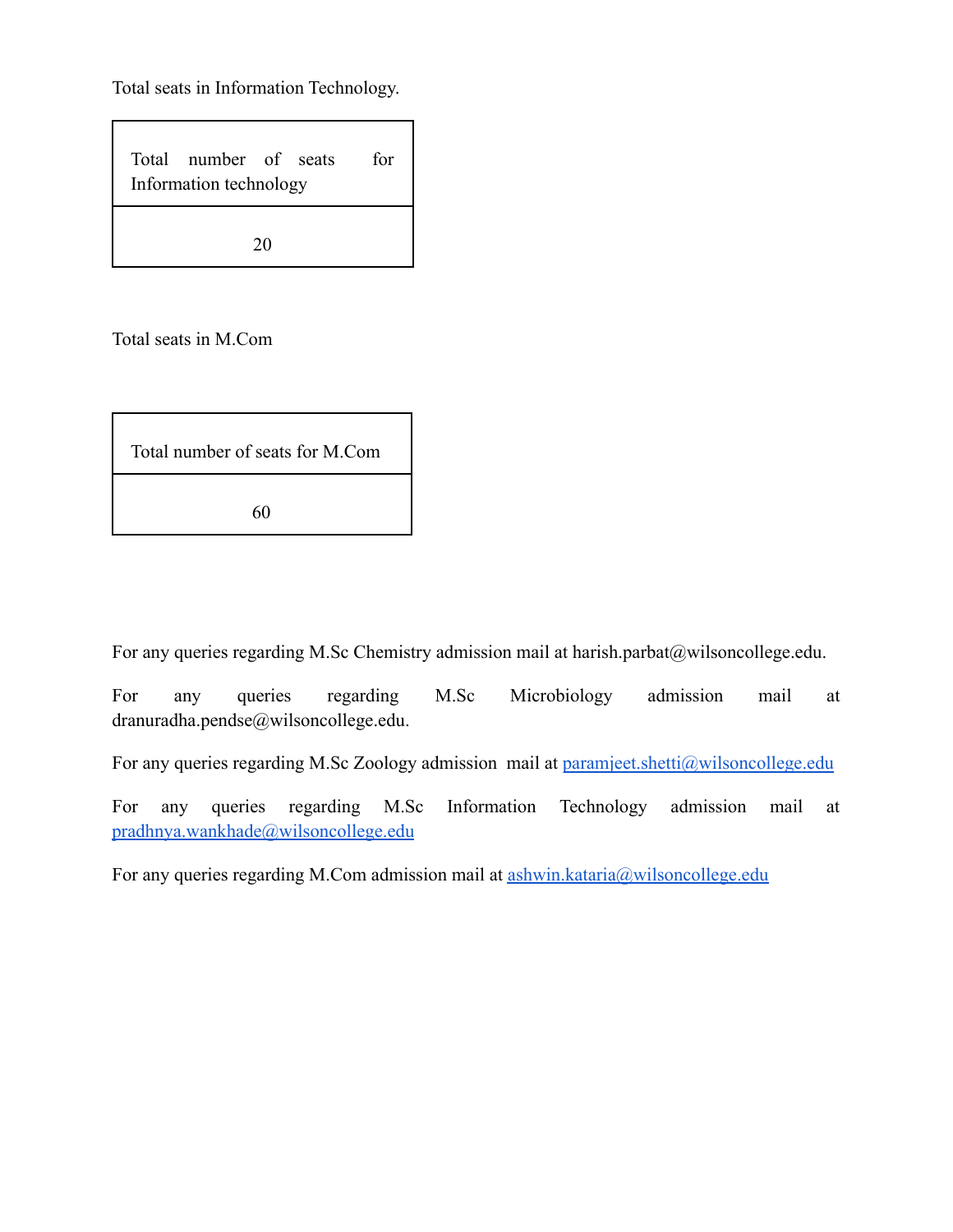Total seats in Information Technology.

| Total number of seats for Information technology |
|---|
| 20 |

Total seats in M.Com

| Total number of seats for M.Com |
|---|
| 60 |

For any queries regarding M.Sc Chemistry admission mail at harish.parbat@wilsoncollege.edu.

For any queries regarding M.Sc Microbiology admission mail at dranuradha.pendse@wilsoncollege.edu.

For any queries regarding M.Sc Zoology admission mail at paramjeet.shetti@wilsoncollege.edu

For any queries regarding M.Sc Information Technology admission mail at pradhnya.wankhade@wilsoncollege.edu

For any queries regarding M.Com admission mail at ashwin.kataria@wilsoncollege.edu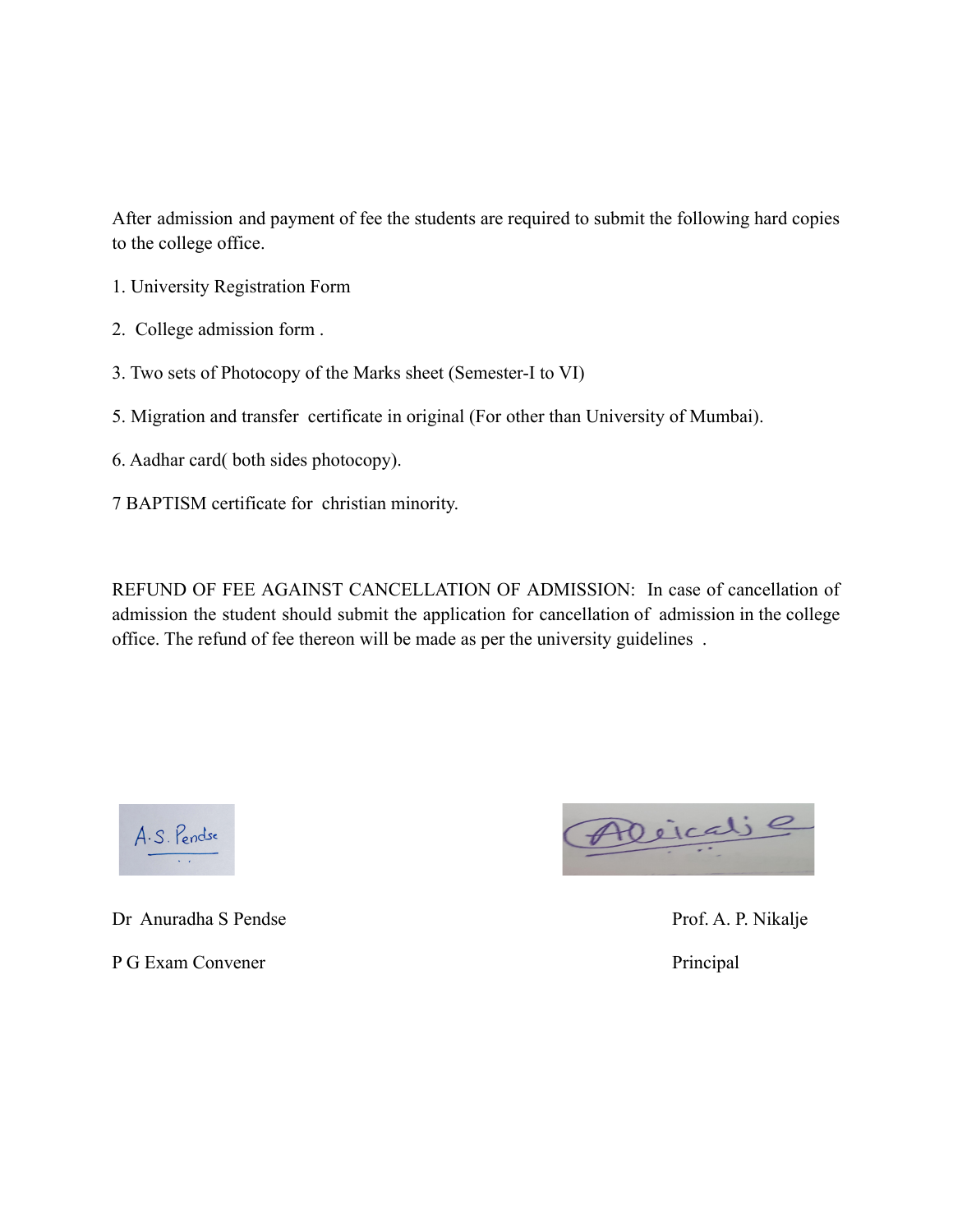After admission and payment of fee the students are required to submit the following hard copies to the college office.

1. University Registration Form

2. College admission form .

3. Two sets of Photocopy of the Marks sheet (Semester-I to VI)

5. Migration and transfer certificate in original (For other than University of Mumbai).

6. Aadhar card( both sides photocopy).

7 BAPTISM certificate for christian minority.

REFUND OF FEE AGAINST CANCELLATION OF ADMISSION: In case of cancellation of admission the student should submit the application for cancellation of admission in the college office. The refund of fee thereon will be made as per the university guidelines .

Dr Anuradha S Pendse

P G Exam Convener

Prof. A. P. Nikalje

Principal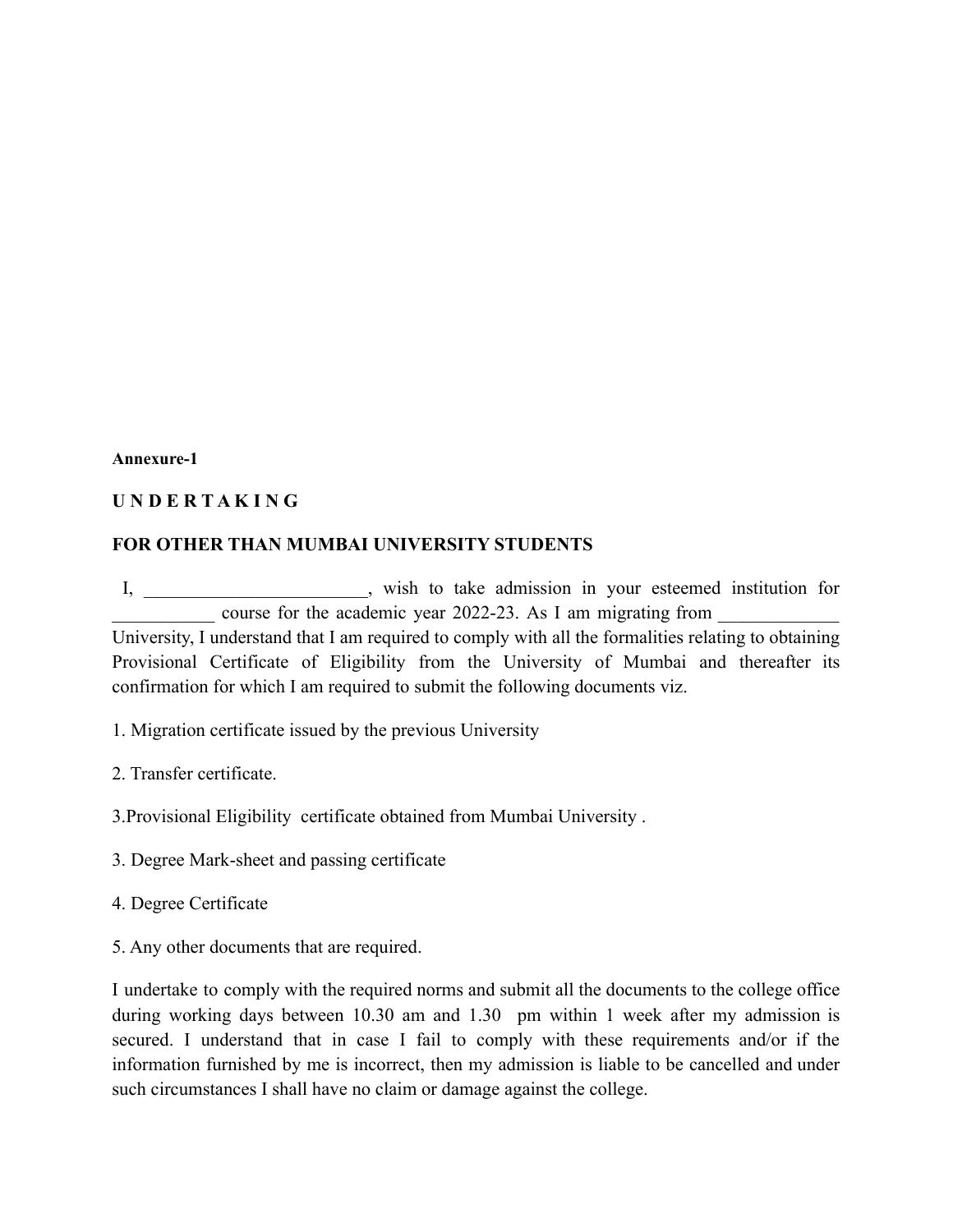**Annexure-1**

**U N D E R T A K I N G**

**FOR OTHER THAN MUMBAI UNIVERSITY STUDENTS**

I, ________________________, wish to take admission in your esteemed institution for ___________ course for the academic year 2022-23. As I am migrating from _____________ University, I understand that I am required to comply with all the formalities relating to obtaining Provisional Certificate of Eligibility from the University of Mumbai and thereafter its confirmation for which I am required to submit the following documents viz.

1. Migration certificate issued by the previous University

2. Transfer certificate.

3.Provisional Eligibility certificate obtained from Mumbai University .

3. Degree Mark-sheet and passing certificate

4. Degree Certificate

5. Any other documents that are required.

I undertake to comply with the required norms and submit all the documents to the college office during working days between 10.30 am and 1.30 pm within 1 week after my admission is secured. I understand that in case I fail to comply with these requirements and/or if the information furnished by me is incorrect, then my admission is liable to be cancelled and under such circumstances I shall have no claim or damage against the college.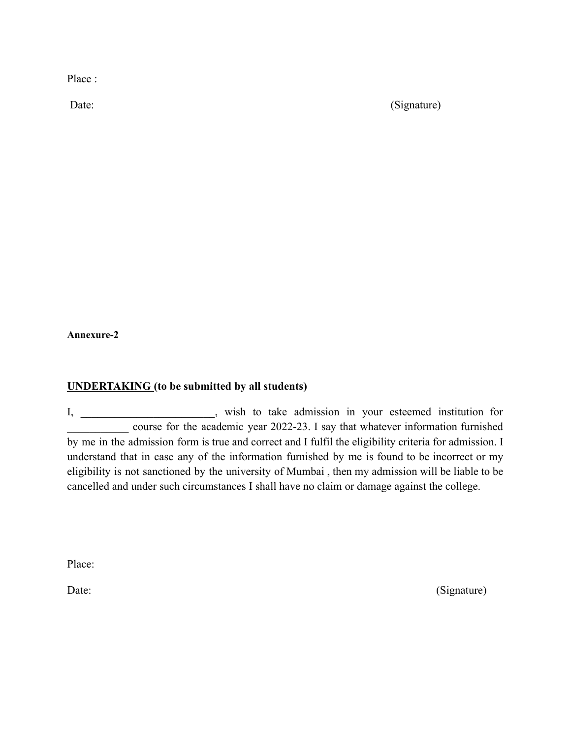Place :

Date: (Signature)

**Annexure-2**

**<u>UNDERTAKING</u> (to be submitted by all students)**

I, ________________________, wish to take admission in your esteemed institution for ___________ course for the academic year 2022-23. I say that whatever information furnished by me in the admission form is true and correct and I fulfil the eligibility criteria for admission. I understand that in case any of the information furnished by me is found to be incorrect or my eligibility is not sanctioned by the university of Mumbai , then my admission will be liable to be cancelled and under such circumstances I shall have no claim or damage against the college.

Place:

Date: (Signature)